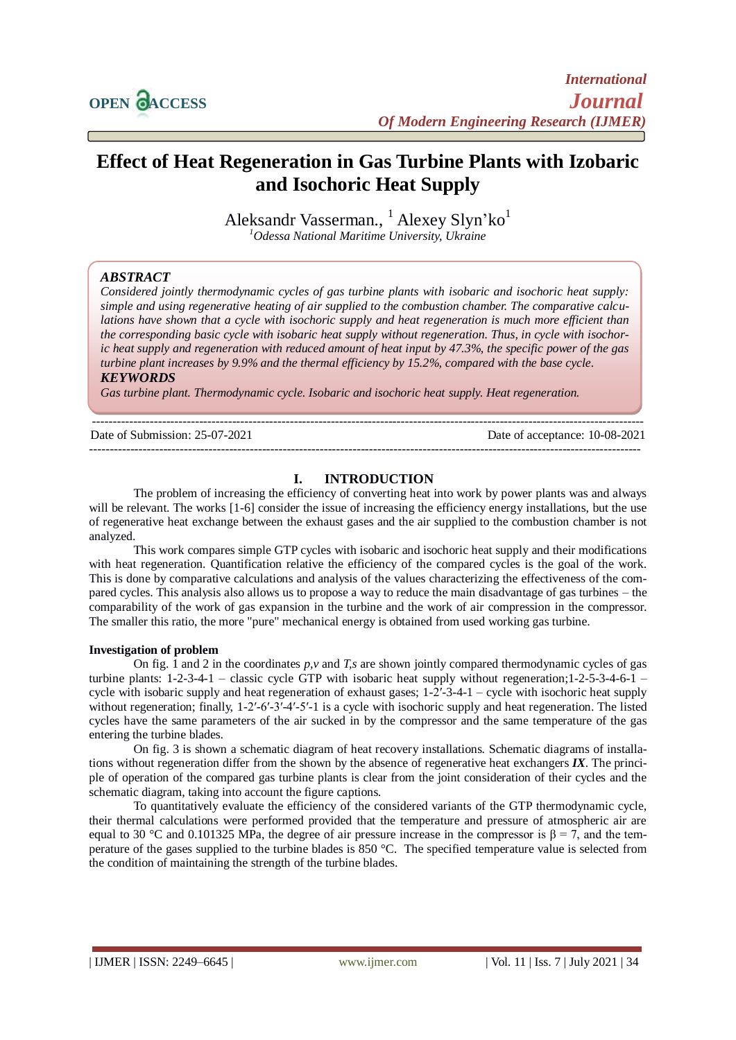# Effect of Heat Regeneration in Gas Turbine Plants with Izobaric and Isochoric Heat Supply

Aleksandr Vasserman., [1] Alexey Slyn'ko[1]

[1]*Odessa National Maritime University, Ukraine*

***ABSTRACT***

*Considered jointly thermodynamic cycles of gas turbine plants with isobaric and isochoric heat supply: simple and using regenerative heating of air supplied to the combustion chamber. The comparative calculations have shown that a cycle with isochoric supply and heat regeneration is much more efficient than the corresponding basic cycle with isobaric heat supply without regeneration. Thus, in cycle with isochoric heat supply and regeneration with reduced amount of heat input by 47.3%, the specific power of the gas turbine plant increases by 9.9% and the thermal efficiency by 15.2%, compared with the base cycle.*

***KEYWORDS***

*Gas turbine plant. Thermodynamic cycle. Isobaric and isochoric heat supply. Heat regeneration.*

Date of Submission: 25-07-2021 Date of acceptance: 10-08-2021

## I. INTRODUCTION

The problem of increasing the efficiency of converting heat into work by power plants was and always will be relevant. The works [1-6] consider the issue of increasing the efficiency energy installations, but the use of regenerative heat exchange between the exhaust gases and the air supplied to the combustion chamber is not analyzed.

This work compares simple GTP cycles with isobaric and isochoric heat supply and their modifications with heat regeneration. Quantification relative the efficiency of the compared cycles is the goal of the work. This is done by comparative calculations and analysis of the values characterizing the effectiveness of the compared cycles. This analysis also allows us to propose a way to reduce the main disadvantage of gas turbines – the comparability of the work of gas expansion in the turbine and the work of air compression in the compressor. The smaller this ratio, the more "pure" mechanical energy is obtained from used working gas turbine.

**Investigation of problem**

On fig. 1 and 2 in the coordinates *p,v* and *T,s* are shown jointly compared thermodynamic cycles of gas turbine plants: 1-2-3-4-1 – classic cycle GTP with isobaric heat supply without regeneration;1-2-5-3-4-6-1 – cycle with isobaric supply and heat regeneration of exhaust gases; 1-2′-3-4-1 – cycle with isochoric heat supply without regeneration; finally, 1-2′-6′-3′-4′-5′-1 is a cycle with isochoric supply and heat regeneration. The listed cycles have the same parameters of the air sucked in by the compressor and the same temperature of the gas entering the turbine blades.

On fig. 3 is shown a schematic diagram of heat recovery installations. Schematic diagrams of installations without regeneration differ from the shown by the absence of regenerative heat exchangers ***IX***. The principle of operation of the compared gas turbine plants is clear from the joint consideration of their cycles and the schematic diagram, taking into account the figure captions.

To quantitatively evaluate the efficiency of the considered variants of the GTP thermodynamic cycle, their thermal calculations were performed provided that the temperature and pressure of atmospheric air are equal to 30 °C and 0.101325 MPa, the degree of air pressure increase in the compressor is $\beta = 7$, and the temperature of the gases supplied to the turbine blades is 850 °C. The specified temperature value is selected from the condition of maintaining the strength of the turbine blades.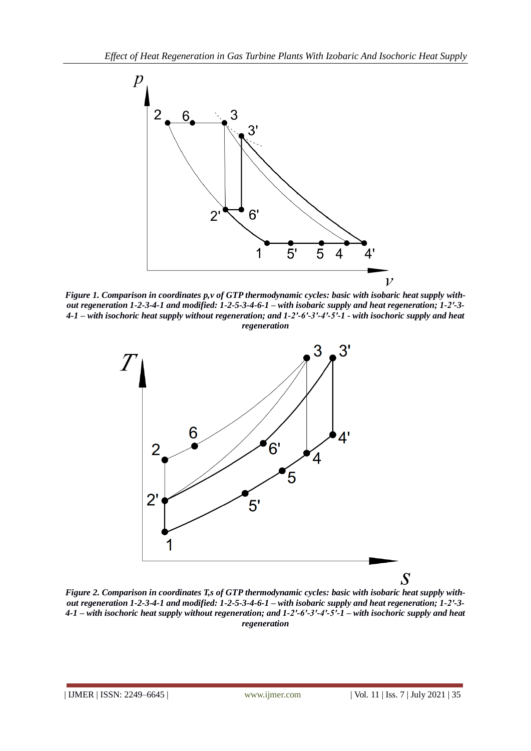*Figure 1. Comparison in coordinates p,v of GTP thermodynamic cycles: basic with isobaric heat supply without regeneration 1-2-3-4-1 and modified: 1-2-5-3-4-6-1 – with isobaric supply and heat regeneration; 1-2′-3-4-1 – with isochoric heat supply without regeneration; and 1-2′-6′-3′-4′-5′-1 - with isochoric supply and heat regeneration*

*Figure 2. Comparison in coordinates T,s of GTP thermodynamic cycles: basic with isobaric heat supply without regeneration 1-2-3-4-1 and modified: 1-2-5-3-4-6-1 – with isobaric supply and heat regeneration; 1-2′-3-4-1 – with isochoric heat supply without regeneration; and 1-2′-6′-3′-4′-5′-1 – with isochoric supply and heat regeneration*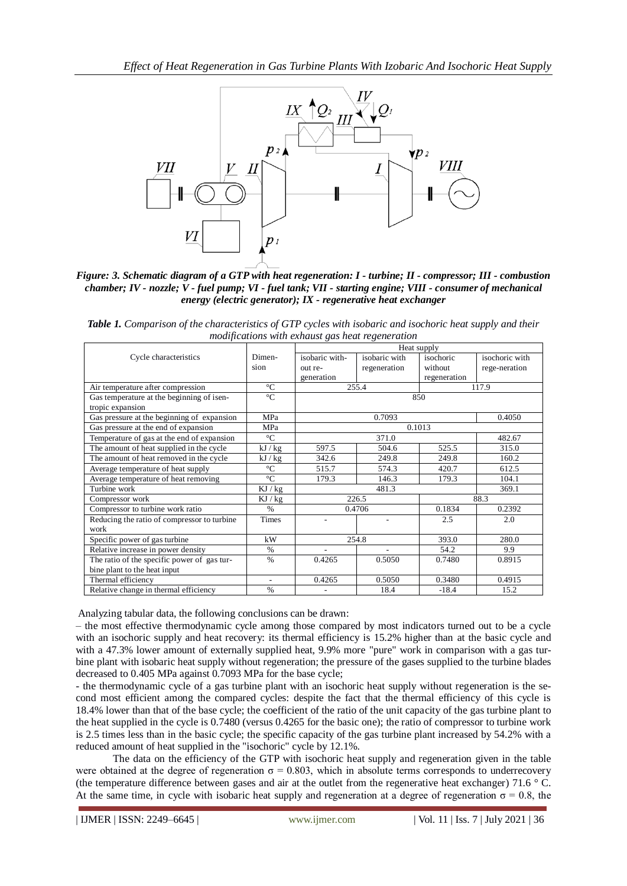*Figure: 3. Schematic diagram of a GTP with heat regeneration: I - turbine; II - compressor; III - combustion chamber; IV - nozzle; V - fuel pump; VI - fuel tank; VII - starting engine; VIII - consumer of mechanical energy (electric generator); IX - regenerative heat exchanger*

***Table 1.*** *Comparison of the characteristics of GTP cycles with isobaric and isochoric heat supply and their modifications with exhaust gas heat regeneration*

| Cycle characteristics | Dimension | Heat supply | | | |
|---|---|---|---|---|---|
| | | isobaric without regeneration | isobaric with regeneration | isochoric without regeneration | isochoric with rege-neration |
| Air temperature after compression | °C | 255.4 | | 117.9 | |
| Gas temperature at the beginning of isentropic expansion | °C | 850 | | | |
| Gas pressure at the beginning of expansion | MPa | 0.7093 | | | 0.4050 |
| Gas pressure at the end of expansion | MPa | 0.1013 | | | |
| Temperature of gas at the end of expansion | °C | 371.0 | | | 482.67 |
| The amount of heat supplied in the cycle | kJ / kg | 597.5 | 504.6 | 525.5 | 315.0 |
| The amount of heat removed in the cycle | kJ / kg | 342.6 | 249.8 | 249.8 | 160.2 |
| Average temperature of heat supply | °C | 515.7 | 574.3 | 420.7 | 612.5 |
| Average temperature of heat removing | °C | 179.3 | 146.3 | 179.3 | 104.1 |
| Turbine work | KJ / kg | 481.3 | | | 369.1 |
| Compressor work | KJ / kg | 226.5 | | 88.3 | |
| Compressor to turbine work ratio | % | 0.4706 | | 0.1834 | 0.2392 |
| Reducing the ratio of compressor to turbine work | Times | - | - | 2.5 | 2.0 |
| Specific power of gas turbine | kW | 254.8 | | 393.0 | 280.0 |
| Relative increase in power density | % | - | - | 54.2 | 9.9 |
| The ratio of the specific power of gas turbine plant to the heat input | % | 0.4265 | 0.5050 | 0.7480 | 0.8915 |
| Thermal efficiency | - | 0.4265 | 0.5050 | 0.3480 | 0.4915 |
| Relative change in thermal efficiency | % | - | 18.4 | -18.4 | 15.2 |

Analyzing tabular data, the following conclusions can be drawn:

– the most effective thermodynamic cycle among those compared by most indicators turned out to be a cycle with an isochoric supply and heat recovery: its thermal efficiency is 15.2% higher than at the basic cycle and with a 47.3% lower amount of externally supplied heat, 9.9% more "pure" work in comparison with a gas turbine plant with isobaric heat supply without regeneration; the pressure of the gases supplied to the turbine blades decreased to 0.405 MPa against 0.7093 MPa for the base cycle;

- the thermodynamic cycle of a gas turbine plant with an isochoric heat supply without regeneration is the second most efficient among the compared cycles: despite the fact that the thermal efficiency of this cycle is 18.4% lower than that of the base cycle; the coefficient of the ratio of the unit capacity of the gas turbine plant to the heat supplied in the cycle is 0.7480 (versus 0.4265 for the basic one); the ratio of compressor to turbine work is 2.5 times less than in the basic cycle; the specific capacity of the gas turbine plant increased by 54.2% with a reduced amount of heat supplied in the "isochoric" cycle by 12.1%.

The data on the efficiency of the GTP with isochoric heat supply and regeneration given in the table were obtained at the degree of regeneration $\sigma = 0.803$, which in absolute terms corresponds to underrecovery (the temperature difference between gases and air at the outlet from the regenerative heat exchanger) 71.6 ° C. At the same time, in cycle with isobaric heat supply and regeneration at a degree of regeneration $\sigma = 0.8$, the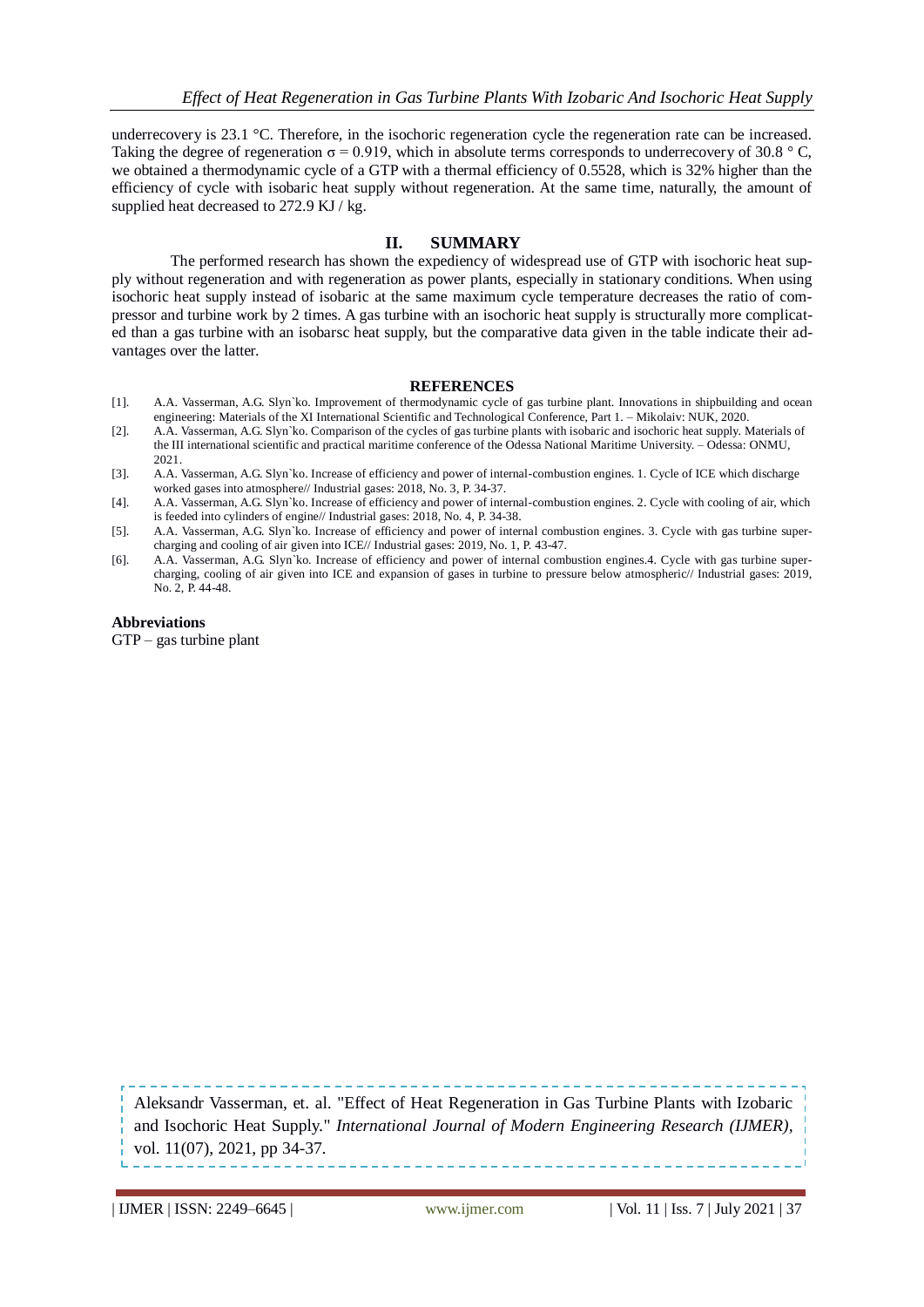underrecovery is 23.1 °C. Therefore, in the isochoric regeneration cycle the regeneration rate can be increased. Taking the degree of regeneration $\sigma = 0.919$, which in absolute terms corresponds to underrecovery of 30.8 ° C, we obtained a thermodynamic cycle of a GTP with a thermal efficiency of 0.5528, which is 32% higher than the efficiency of cycle with isobaric heat supply without regeneration. At the same time, naturally, the amount of supplied heat decreased to 272.9 KJ / kg.

## II. SUMMARY

The performed research has shown the expediency of widespread use of GTP with isochoric heat supply without regeneration and with regeneration as power plants, especially in stationary conditions. When using isochoric heat supply instead of isobaric at the same maximum cycle temperature decreases the ratio of compressor and turbine work by 2 times. A gas turbine with an isochoric heat supply is structurally more complicated than a gas turbine with an isobarsc heat supply, but the comparative data given in the table indicate their advantages over the latter.

## REFERENCES

[1]. A.A. Vasserman, A.G. Slyn`ko. Improvement of thermodynamic cycle of gas turbine plant. Innovations in shipbuilding and ocean engineering: Materials of the XI International Scientific and Technological Conference, Part 1. – Mikolaiv: NUK, 2020.

[2]. A.A. Vasserman, A.G. Slyn`ko. Comparison of the cycles of gas turbine plants with isobaric and isochoric heat supply. Materials of the III international scientific and practical maritime conference of the Odessa National Maritime University. – Odessa: ONMU, 2021.

[3]. A.A. Vasserman, A.G. Slyn`ko. Increase of efficiency and power of internal-combustion engines. 1. Cycle of ICE which discharge worked gases into atmosphere// Industrial gases: 2018, No. 3, P. 34-37.

[4]. A.A. Vasserman, A.G. Slyn`ko. Increase of efficiency and power of internal-combustion engines. 2. Cycle with cooling of air, which is feeded into cylinders of engine// Industrial gases: 2018, No. 4, P. 34-38.

[5]. A.A. Vasserman, A.G. Slyn`ko. Increase of efficiency and power of internal combustion engines. 3. Cycle with gas turbine supercharging and cooling of air given into ICE// Industrial gases: 2019, No. 1, P. 43-47.

[6]. A.A. Vasserman, A.G. Slyn`ko. Increase of efficiency and power of internal combustion engines.4. Cycle with gas turbine supercharging, cooling of air given into ICE and expansion of gases in turbine to pressure below atmospheric// Industrial gases: 2019, No. 2, P. 44-48.

**Abbreviations**

GTP – gas turbine plant

Aleksandr Vasserman, et. al. "Effect of Heat Regeneration in Gas Turbine Plants with Izobaric and Isochoric Heat Supply." *International Journal of Modern Engineering Research (IJMER)*, vol. 11(07), 2021, pp 34-37.